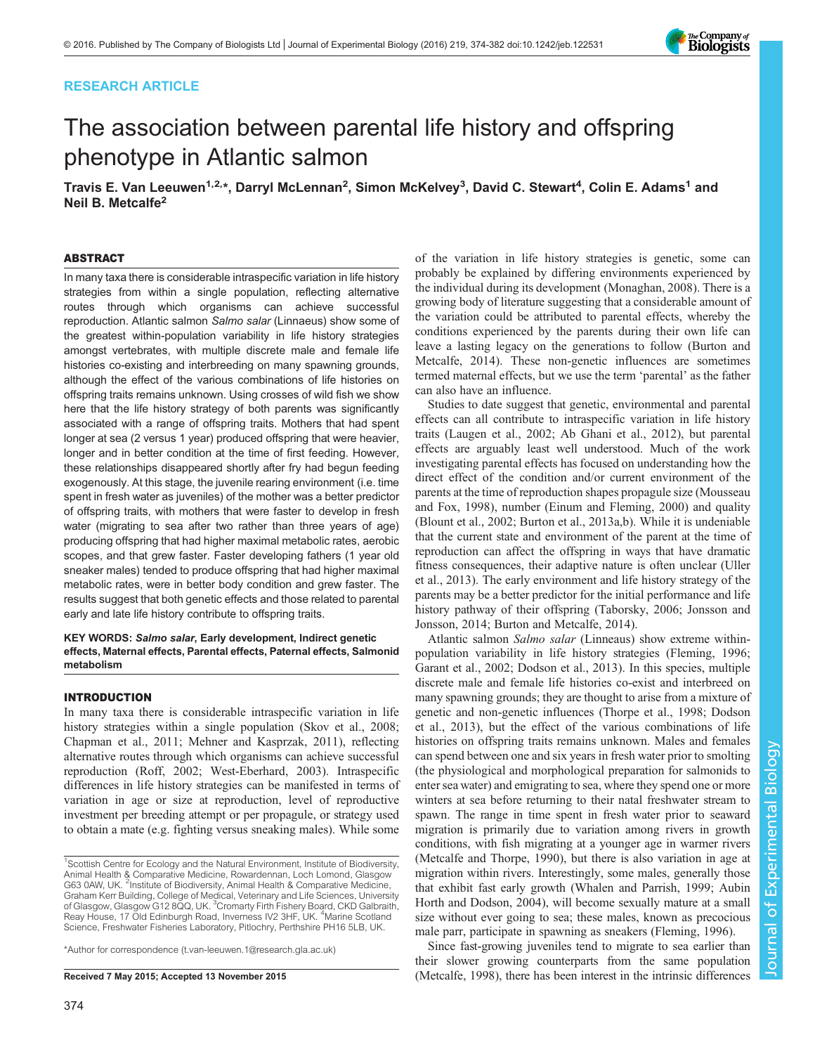RESEARCH ARTICLE

# The association between parental life history and offspring phenotype in Atlantic salmon

Travis E. Van Leeuwen[1,2,*], Darryl McLennan[2], Simon McKelvey[3], David C. Stewart[4], Colin E. Adams[1] and Neil B. Metcalfe[2]

## ABSTRACT

In many taxa there is considerable intraspecific variation in life history strategies from within a single population, reflecting alternative routes through which organisms can achieve successful reproduction. Atlantic salmon *Salmo salar* (Linnaeus) show some of the greatest within-population variability in life history strategies amongst vertebrates, with multiple discrete male and female life histories co-existing and interbreeding on many spawning grounds, although the effect of the various combinations of life histories on offspring traits remains unknown. Using crosses of wild fish we show here that the life history strategy of both parents was significantly associated with a range of offspring traits. Mothers that had spent longer at sea (2 versus 1 year) produced offspring that were heavier, longer and in better condition at the time of first feeding. However, these relationships disappeared shortly after fry had begun feeding exogenously. At this stage, the juvenile rearing environment (i.e. time spent in fresh water as juveniles) of the mother was a better predictor of offspring traits, with mothers that were faster to develop in fresh water (migrating to sea after two rather than three years of age) producing offspring that had higher maximal metabolic rates, aerobic scopes, and that grew faster. Faster developing fathers (1 year old sneaker males) tended to produce offspring that had higher maximal metabolic rates, were in better body condition and grew faster. The results suggest that both genetic effects and those related to parental early and late life history contribute to offspring traits.

**KEY WORDS:** ***Salmo salar*****, Early development, Indirect genetic effects, Maternal effects, Parental effects, Paternal effects, Salmonid metabolism**

## INTRODUCTION

In many taxa there is considerable intraspecific variation in life history strategies within a single population (Skov et al., 2008; Chapman et al., 2011; Mehner and Kasprzak, 2011), reflecting alternative routes through which organisms can achieve successful reproduction (Roff, 2002; West-Eberhard, 2003). Intraspecific differences in life history strategies can be manifested in terms of variation in age or size at reproduction, level of reproductive investment per breeding attempt or per propagule, or strategy used to obtain a mate (e.g. fighting versus sneaking males). While some of the variation in life history strategies is genetic, some can probably be explained by differing environments experienced by the individual during its development (Monaghan, 2008). There is a growing body of literature suggesting that a considerable amount of the variation could be attributed to parental effects, whereby the conditions experienced by the parents during their own life can leave a lasting legacy on the generations to follow (Burton and Metcalfe, 2014). These non-genetic influences are sometimes termed maternal effects, but we use the term 'parental' as the father can also have an influence.

Studies to date suggest that genetic, environmental and parental effects can all contribute to intraspecific variation in life history traits (Laugen et al., 2002; Ab Ghani et al., 2012), but parental effects are arguably least well understood. Much of the work investigating parental effects has focused on understanding how the direct effect of the condition and/or current environment of the parents at the time of reproduction shapes propagule size (Mousseau and Fox, 1998), number (Einum and Fleming, 2000) and quality (Blount et al., 2002; Burton et al., 2013a,b). While it is undeniable that the current state and environment of the parent at the time of reproduction can affect the offspring in ways that have dramatic fitness consequences, their adaptive nature is often unclear (Uller et al., 2013). The early environment and life history strategy of the parents may be a better predictor for the initial performance and life history pathway of their offspring (Taborsky, 2006; Jonsson and Jonsson, 2014; Burton and Metcalfe, 2014).

Atlantic salmon *Salmo salar* (Linneaus) show extreme within-population variability in life history strategies (Fleming, 1996; Garant et al., 2002; Dodson et al., 2013). In this species, multiple discrete male and female life histories co-exist and interbreed on many spawning grounds; they are thought to arise from a mixture of genetic and non-genetic influences (Thorpe et al., 1998; Dodson et al., 2013), but the effect of the various combinations of life histories on offspring traits remains unknown. Males and females can spend between one and six years in fresh water prior to smolting (the physiological and morphological preparation for salmonids to enter sea water) and emigrating to sea, where they spend one or more winters at sea before returning to their natal freshwater stream to spawn. The range in time spent in fresh water prior to seaward migration is primarily due to variation among rivers in growth conditions, with fish migrating at a younger age in warmer rivers (Metcalfe and Thorpe, 1990), but there is also variation in age at migration within rivers. Interestingly, some males, generally those that exhibit fast early growth (Whalen and Parrish, 1999; Aubin Horth and Dodson, 2004), will become sexually mature at a small size without ever going to sea; these males, known as precocious male parr, participate in spawning as sneakers (Fleming, 1996).

Since fast-growing juveniles tend to migrate to sea earlier than their slower growing counterparts from the same population (Metcalfe, 1998), there has been interest in the intrinsic differences

[1]Scottish Centre for Ecology and the Natural Environment, Institute of Biodiversity, Animal Health & Comparative Medicine, Rowardennan, Loch Lomond, Glasgow G63 0AW, UK. [2]Institute of Biodiversity, Animal Health & Comparative Medicine, Graham Kerr Building, College of Medical, Veterinary and Life Sciences, University of Glasgow, Glasgow G12 8QQ, UK. [3]Cromarty Firth Fishery Board, CKD Galbraith, Reay House, 17 Old Edinburgh Road, Inverness IV2 3HF, UK. [4]Marine Scotland Science, Freshwater Fisheries Laboratory, Pitlochry, Perthshire PH16 5LB, UK.

*Author for correspondence (t.van-leeuwen.1@research.gla.ac.uk)

Received 7 May 2015; Accepted 13 November 2015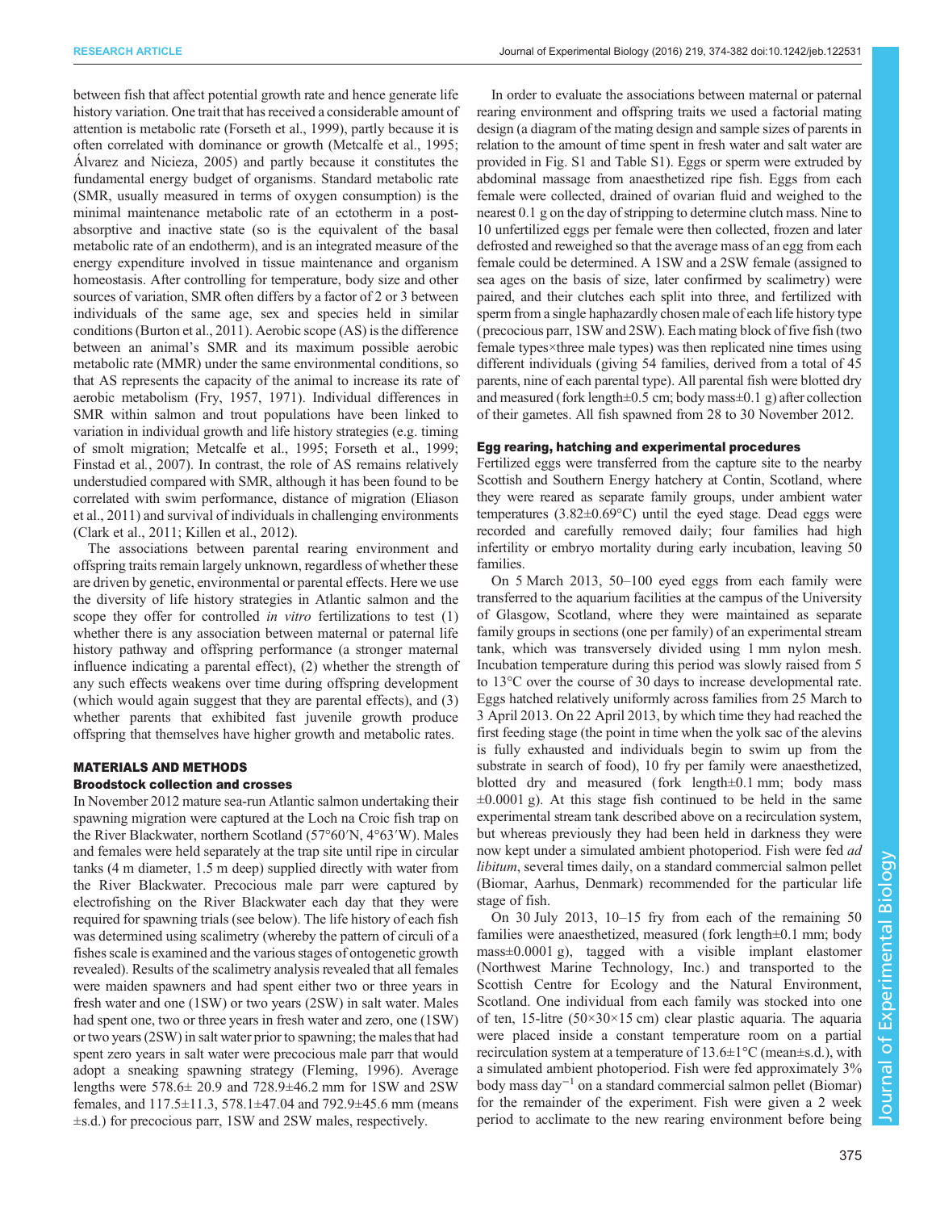between fish that affect potential growth rate and hence generate life history variation. One trait that has received a considerable amount of attention is metabolic rate (Forseth et al., 1999), partly because it is often correlated with dominance or growth (Metcalfe et al., 1995; Álvarez and Nicieza, 2005) and partly because it constitutes the fundamental energy budget of organisms. Standard metabolic rate (SMR, usually measured in terms of oxygen consumption) is the minimal maintenance metabolic rate of an ectotherm in a post-absorptive and inactive state (so is the equivalent of the basal metabolic rate of an endotherm), and is an integrated measure of the energy expenditure involved in tissue maintenance and organism homeostasis. After controlling for temperature, body size and other sources of variation, SMR often differs by a factor of 2 or 3 between individuals of the same age, sex and species held in similar conditions (Burton et al., 2011). Aerobic scope (AS) is the difference between an animal's SMR and its maximum possible aerobic metabolic rate (MMR) under the same environmental conditions, so that AS represents the capacity of the animal to increase its rate of aerobic metabolism (Fry, 1957, 1971). Individual differences in SMR within salmon and trout populations have been linked to variation in individual growth and life history strategies (e.g. timing of smolt migration; Metcalfe et al., 1995; Forseth et al., 1999; Finstad et al., 2007). In contrast, the role of AS remains relatively understudied compared with SMR, although it has been found to be correlated with swim performance, distance of migration (Eliason et al., 2011) and survival of individuals in challenging environments (Clark et al., 2011; Killen et al., 2012).

The associations between parental rearing environment and offspring traits remain largely unknown, regardless of whether these are driven by genetic, environmental or parental effects. Here we use the diversity of life history strategies in Atlantic salmon and the scope they offer for controlled *in vitro* fertilizations to test (1) whether there is any association between maternal or paternal life history pathway and offspring performance (a stronger maternal influence indicating a parental effect), (2) whether the strength of any such effects weakens over time during offspring development (which would again suggest that they are parental effects), and (3) whether parents that exhibited fast juvenile growth produce offspring that themselves have higher growth and metabolic rates.

## MATERIALS AND METHODS

### Broodstock collection and crosses

In November 2012 mature sea-run Atlantic salmon undertaking their spawning migration were captured at the Loch na Croic fish trap on the River Blackwater, northern Scotland (57°60′N, 4°63′W). Males and females were held separately at the trap site until ripe in circular tanks (4 m diameter, 1.5 m deep) supplied directly with water from the River Blackwater. Precocious male parr were captured by electrofishing on the River Blackwater each day that they were required for spawning trials (see below). The life history of each fish was determined using scalimetry (whereby the pattern of circuli of a fishes scale is examined and the various stages of ontogenetic growth revealed). Results of the scalimetry analysis revealed that all females were maiden spawners and had spent either two or three years in fresh water and one (1SW) or two years (2SW) in salt water. Males had spent one, two or three years in fresh water and zero, one (1SW) or two years (2SW) in salt water prior to spawning; the males that had spent zero years in salt water were precocious male parr that would adopt a sneaking spawning strategy (Fleming, 1996). Average lengths were 578.6± 20.9 and 728.9±46.2 mm for 1SW and 2SW females, and 117.5±11.3, 578.1±47.04 and 792.9±45.6 mm (means ±s.d.) for precocious parr, 1SW and 2SW males, respectively.

In order to evaluate the associations between maternal or paternal rearing environment and offspring traits we used a factorial mating design (a diagram of the mating design and sample sizes of parents in relation to the amount of time spent in fresh water and salt water are provided in Fig. S1 and Table S1). Eggs or sperm were extruded by abdominal massage from anaesthetized ripe fish. Eggs from each female were collected, drained of ovarian fluid and weighed to the nearest 0.1 g on the day of stripping to determine clutch mass. Nine to 10 unfertilized eggs per female were then collected, frozen and later defrosted and reweighed so that the average mass of an egg from each female could be determined. A 1SW and a 2SW female (assigned to sea ages on the basis of size, later confirmed by scalimetry) were paired, and their clutches each split into three, and fertilized with sperm from a single haphazardly chosen male of each life history type (precocious parr, 1SW and 2SW). Each mating block of five fish (two female types×three male types) was then replicated nine times using different individuals (giving 54 families, derived from a total of 45 parents, nine of each parental type). All parental fish were blotted dry and measured (fork length±0.5 cm; body mass±0.1 g) after collection of their gametes. All fish spawned from 28 to 30 November 2012.

### Egg rearing, hatching and experimental procedures

Fertilized eggs were transferred from the capture site to the nearby Scottish and Southern Energy hatchery at Contin, Scotland, where they were reared as separate family groups, under ambient water temperatures (3.82±0.69°C) until the eyed stage. Dead eggs were recorded and carefully removed daily; four families had high infertility or embryo mortality during early incubation, leaving 50 families.

On 5 March 2013, 50–100 eyed eggs from each family were transferred to the aquarium facilities at the campus of the University of Glasgow, Scotland, where they were maintained as separate family groups in sections (one per family) of an experimental stream tank, which was transversely divided using 1 mm nylon mesh. Incubation temperature during this period was slowly raised from 5 to 13°C over the course of 30 days to increase developmental rate. Eggs hatched relatively uniformly across families from 25 March to 3 April 2013. On 22 April 2013, by which time they had reached the first feeding stage (the point in time when the yolk sac of the alevins is fully exhausted and individuals begin to swim up from the substrate in search of food), 10 fry per family were anaesthetized, blotted dry and measured (fork length±0.1 mm; body mass ±0.0001 g). At this stage fish continued to be held in the same experimental stream tank described above on a recirculation system, but whereas previously they had been held in darkness they were now kept under a simulated ambient photoperiod. Fish were fed *ad libitum*, several times daily, on a standard commercial salmon pellet (Biomar, Aarhus, Denmark) recommended for the particular life stage of fish.

On 30 July 2013, 10–15 fry from each of the remaining 50 families were anaesthetized, measured (fork length±0.1 mm; body mass±0.0001 g), tagged with a visible implant elastomer (Northwest Marine Technology, Inc.) and transported to the Scottish Centre for Ecology and the Natural Environment, Scotland. One individual from each family was stocked into one of ten, 15-litre (50×30×15 cm) clear plastic aquaria. The aquaria were placed inside a constant temperature room on a partial recirculation system at a temperature of 13.6±1°C (mean±s.d.), with a simulated ambient photoperiod. Fish were fed approximately 3% body mass day$^{-1}$ on a standard commercial salmon pellet (Biomar) for the remainder of the experiment. Fish were given a 2 week period to acclimate to the new rearing environment before being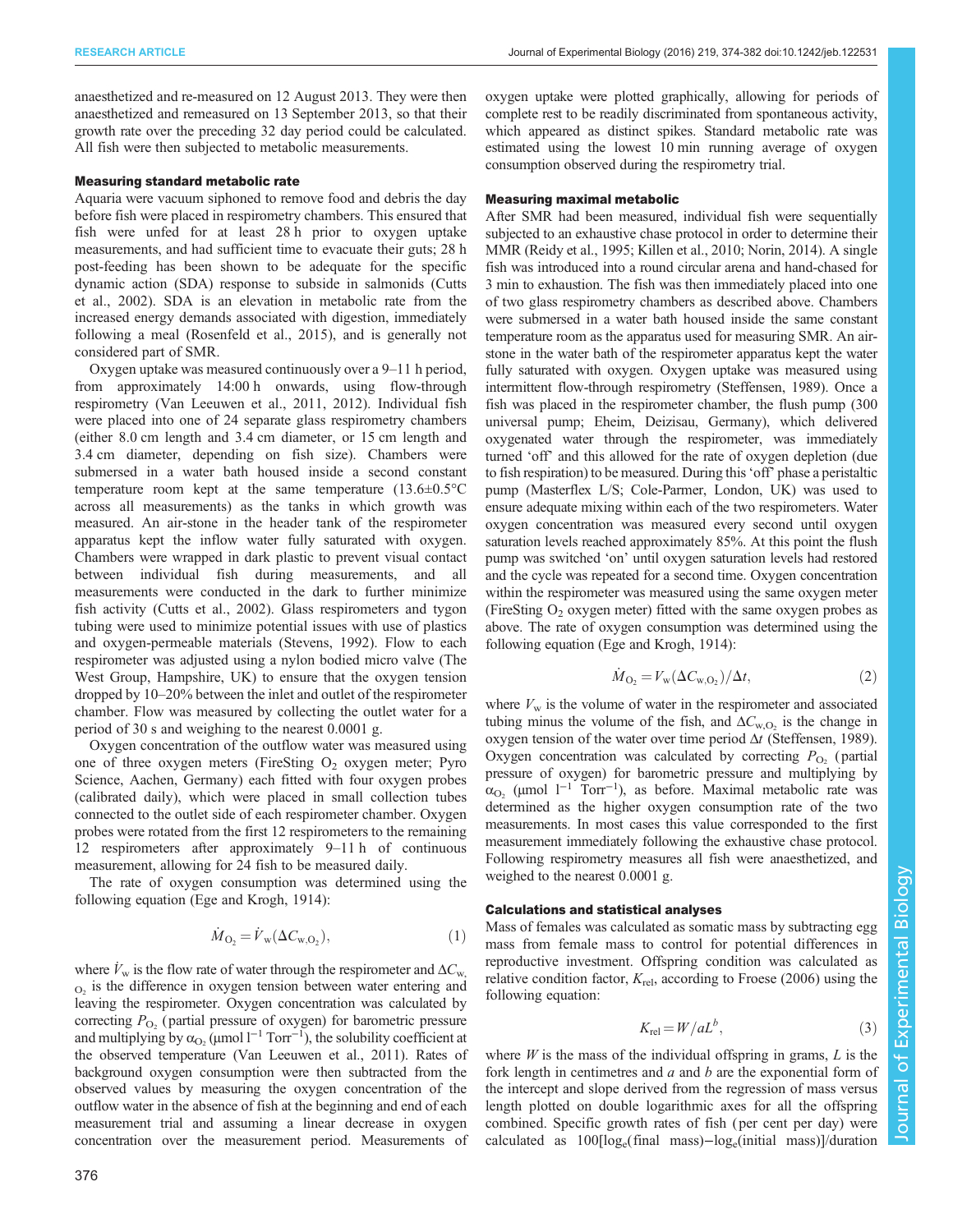anaesthetized and re-measured on 12 August 2013. They were then anaesthetized and remeasured on 13 September 2013, so that their growth rate over the preceding 32 day period could be calculated. All fish were then subjected to metabolic measurements.

### Measuring standard metabolic rate

Aquaria were vacuum siphoned to remove food and debris the day before fish were placed in respirometry chambers. This ensured that fish were unfed for at least 28 h prior to oxygen uptake measurements, and had sufficient time to evacuate their guts; 28 h post-feeding has been shown to be adequate for the specific dynamic action (SDA) response to subside in salmonids (Cutts et al., 2002). SDA is an elevation in metabolic rate from the increased energy demands associated with digestion, immediately following a meal (Rosenfeld et al., 2015), and is generally not considered part of SMR.

Oxygen uptake was measured continuously over a 9–11 h period, from approximately 14:00 h onwards, using flow-through respirometry (Van Leeuwen et al., 2011, 2012). Individual fish were placed into one of 24 separate glass respirometry chambers (either 8.0 cm length and 3.4 cm diameter, or 15 cm length and 3.4 cm diameter, depending on fish size). Chambers were submersed in a water bath housed inside a second constant temperature room kept at the same temperature (13.6±0.5°C across all measurements) as the tanks in which growth was measured. An air-stone in the header tank of the respirometer apparatus kept the inflow water fully saturated with oxygen. Chambers were wrapped in dark plastic to prevent visual contact between individual fish during measurements, and all measurements were conducted in the dark to further minimize fish activity (Cutts et al., 2002). Glass respirometers and tygon tubing were used to minimize potential issues with use of plastics and oxygen-permeable materials (Stevens, 1992). Flow to each respirometer was adjusted using a nylon bodied micro valve (The West Group, Hampshire, UK) to ensure that the oxygen tension dropped by 10–20% between the inlet and outlet of the respirometer chamber. Flow was measured by collecting the outlet water for a period of 30 s and weighing to the nearest 0.0001 g.

Oxygen concentration of the outflow water was measured using one of three oxygen meters (FireSting $O_2$ oxygen meter; Pyro Science, Aachen, Germany) each fitted with four oxygen probes (calibrated daily), which were placed in small collection tubes connected to the outlet side of each respirometer chamber. Oxygen probes were rotated from the first 12 respirometers to the remaining 12 respirometers after approximately 9–11 h of continuous measurement, allowing for 24 fish to be measured daily.

The rate of oxygen consumption was determined using the following equation (Ege and Krogh, 1914):

$$\dot{M}_{O_2} = \dot{V}_w(\Delta C_{w,O_2}), \quad (1)$$

where $\dot{V}_w$ is the flow rate of water through the respirometer and $\Delta C_{w,O_2}$ is the difference in oxygen tension between water entering and leaving the respirometer. Oxygen concentration was calculated by correcting $P_{O_2}$ (partial pressure of oxygen) for barometric pressure and multiplying by $\alpha_{O_2}$ (μmol l$^{-1}$ Torr$^{-1}$), the solubility coefficient at the observed temperature (Van Leeuwen et al., 2011). Rates of background oxygen consumption were then subtracted from the observed values by measuring the oxygen concentration of the outflow water in the absence of fish at the beginning and end of each measurement trial and assuming a linear decrease in oxygen concentration over the measurement period. Measurements of oxygen uptake were plotted graphically, allowing for periods of complete rest to be readily discriminated from spontaneous activity, which appeared as distinct spikes. Standard metabolic rate was estimated using the lowest 10 min running average of oxygen consumption observed during the respirometry trial.

### Measuring maximal metabolic

After SMR had been measured, individual fish were sequentially subjected to an exhaustive chase protocol in order to determine their MMR (Reidy et al., 1995; Killen et al., 2010; Norin, 2014). A single fish was introduced into a round circular arena and hand-chased for 3 min to exhaustion. The fish was then immediately placed into one of two glass respirometry chambers as described above. Chambers were submersed in a water bath housed inside the same constant temperature room as the apparatus used for measuring SMR. An air-stone in the water bath of the respirometer apparatus kept the water fully saturated with oxygen. Oxygen uptake was measured using intermittent flow-through respirometry (Steffensen, 1989). Once a fish was placed in the respirometer chamber, the flush pump (300 universal pump; Eheim, Deizisau, Germany), which delivered oxygenated water through the respirometer, was immediately turned 'off' and this allowed for the rate of oxygen depletion (due to fish respiration) to be measured. During this 'off' phase a peristaltic pump (Masterflex L/S; Cole-Parmer, London, UK) was used to ensure adequate mixing within each of the two respirometers. Water oxygen concentration was measured every second until oxygen saturation levels reached approximately 85%. At this point the flush pump was switched 'on' until oxygen saturation levels had restored and the cycle was repeated for a second time. Oxygen concentration within the respirometer was measured using the same oxygen meter (FireSting $O_2$ oxygen meter) fitted with the same oxygen probes as above. The rate of oxygen consumption was determined using the following equation (Ege and Krogh, 1914):

$$\dot{M}_{O_2} = V_w(\Delta C_{w,O_2})/\Delta t, \quad (2)$$

where $V_w$ is the volume of water in the respirometer and associated tubing minus the volume of the fish, and $\Delta C_{w,O_2}$ is the change in oxygen tension of the water over time period $\Delta t$ (Steffensen, 1989). Oxygen concentration was calculated by correcting $P_{O_2}$ (partial pressure of oxygen) for barometric pressure and multiplying by $\alpha_{O_2}$ (μmol l$^{-1}$ Torr$^{-1}$), as before. Maximal metabolic rate was determined as the higher oxygen consumption rate of the two measurements. In most cases this value corresponded to the first measurement immediately following the exhaustive chase protocol. Following respirometry measures all fish were anaesthetized, and weighed to the nearest 0.0001 g.

### Calculations and statistical analyses

Mass of females was calculated as somatic mass by subtracting egg mass from female mass to control for potential differences in reproductive investment. Offspring condition was calculated as relative condition factor, $K_{rel}$, according to Froese (2006) using the following equation:

$$K_{rel} = W/aL^b, \quad (3)$$

where $W$ is the mass of the individual offspring in grams, $L$ is the fork length in centimetres and $a$ and $b$ are the exponential form of the intercept and slope derived from the regression of mass versus length plotted on double logarithmic axes for all the offspring combined. Specific growth rates of fish (per cent per day) were calculated as 100[log$_e$(final mass)−log$_e$(initial mass)]/duration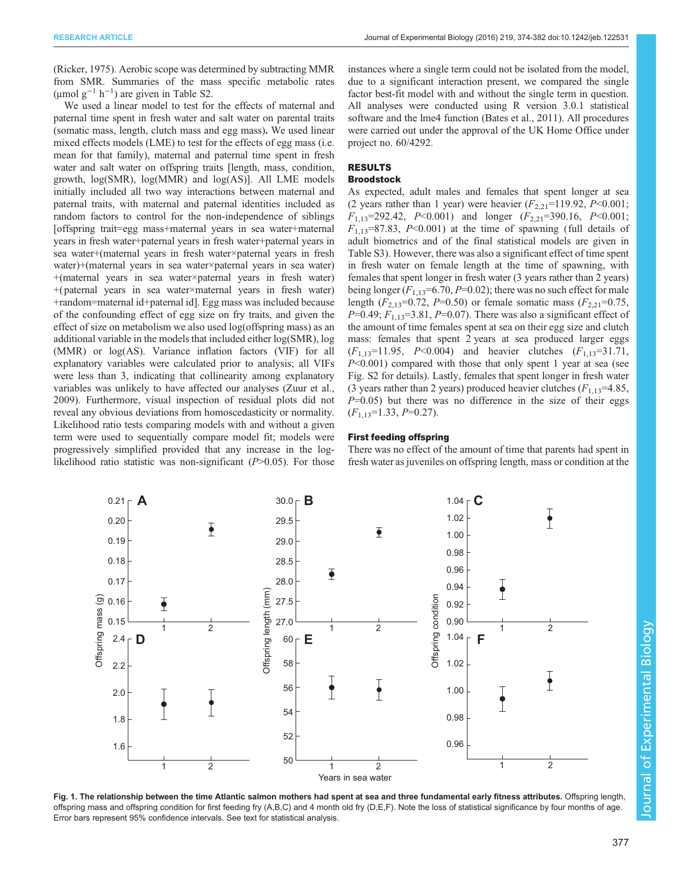(Ricker, 1975). Aerobic scope was determined by subtracting MMR from SMR. Summaries of the mass specific metabolic rates (μmol $g^{-1}$ $h^{-1}$) are given in Table S2.

We used a linear model to test for the effects of maternal and paternal time spent in fresh water and salt water on parental traits (somatic mass, length, clutch mass and egg mass). We used linear mixed effects models (LME) to test for the effects of egg mass (i.e. mean for that family), maternal and paternal time spent in fresh water and salt water on offspring traits [length, mass, condition, growth, log(SMR), log(MMR) and log(AS)]. All LME models initially included all two way interactions between maternal and paternal traits, with maternal and paternal identities included as random factors to control for the non-independence of siblings [offspring trait=egg mass+maternal years in sea water+maternal years in fresh water+paternal years in fresh water+paternal years in sea water+(maternal years in fresh water×paternal years in fresh water)+(maternal years in sea water×paternal years in sea water)+(maternal years in sea water×paternal years in fresh water)+(paternal years in sea water×maternal years in fresh water)+random=maternal id+paternal id]. Egg mass was included because of the confounding effect of egg size on fry traits, and given the effect of size on metabolism we also used log(offspring mass) as an additional variable in the models that included either log(SMR), log (MMR) or log(AS). Variance inflation factors (VIF) for all explanatory variables were calculated prior to analysis; all VIFs were less than 3, indicating that collinearity among explanatory variables was unlikely to have affected our analyses (Zuur et al., 2009). Furthermore, visual inspection of residual plots did not reveal any obvious deviations from homoscedasticity or normality. Likelihood ratio tests comparing models with and without a given term were used to sequentially compare model fit; models were progressively simplified provided that any increase in the log-likelihood ratio statistic was non-significant ($P$>0.05). For those instances where a single term could not be isolated from the model, due to a significant interaction present, we compared the single factor best-fit model with and without the single term in question. All analyses were conducted using R version 3.0.1 statistical software and the lme4 function (Bates et al., 2011). All procedures were carried out under the approval of the UK Home Office under project no. 60/4292.

## RESULTS

### Broodstock

As expected, adult males and females that spent longer at sea (2 years rather than 1 year) were heavier ($F_{2,21}$=119.92, $P$<0.001; $F_{1,13}$=292.42, $P$<0.001) and longer ($F_{2,21}$=390.16, $P$<0.001; $F_{1,13}$=87.83, $P$<0.001) at the time of spawning (full details of adult biometrics and of the final statistical models are given in Table S3). However, there was also a significant effect of time spent in fresh water on female length at the time of spawning, with females that spent longer in fresh water (3 years rather than 2 years) being longer ($F_{1,13}$=6.70, $P$=0.02); there was no such effect for male length ($F_{2,13}$=0.72, $P$=0.50) or female somatic mass ($F_{2,21}$=0.75, $P$=0.49; $F_{1,13}$=3.81, $P$=0.07). There was also a significant effect of the amount of time females spent at sea on their egg size and clutch mass: females that spent 2 years at sea produced larger eggs ($F_{1,13}$=11.95, $P$<0.004) and heavier clutches ($F_{1,13}$=31.71, $P$<0.001) compared with those that only spent 1 year at sea (see Fig. S2 for details). Lastly, females that spent longer in fresh water (3 years rather than 2 years) produced heavier clutches ($F_{1,13}$=4.85, $P$=0.05) but there was no difference in the size of their eggs ($F_{1,13}$=1.33, $P$=0.27).

### First feeding offspring

There was no effect of the amount of time that parents had spent in fresh water as juveniles on offspring length, mass or condition at the

**Fig. 1. The relationship between the time Atlantic salmon mothers had spent at sea and three fundamental early fitness attributes.** Offspring length, offspring mass and offspring condition for first feeding fry (A,B,C) and 4 month old fry (D,E,F). Note the loss of statistical significance by four months of age. Error bars represent 95% confidence intervals. See text for statistical analysis.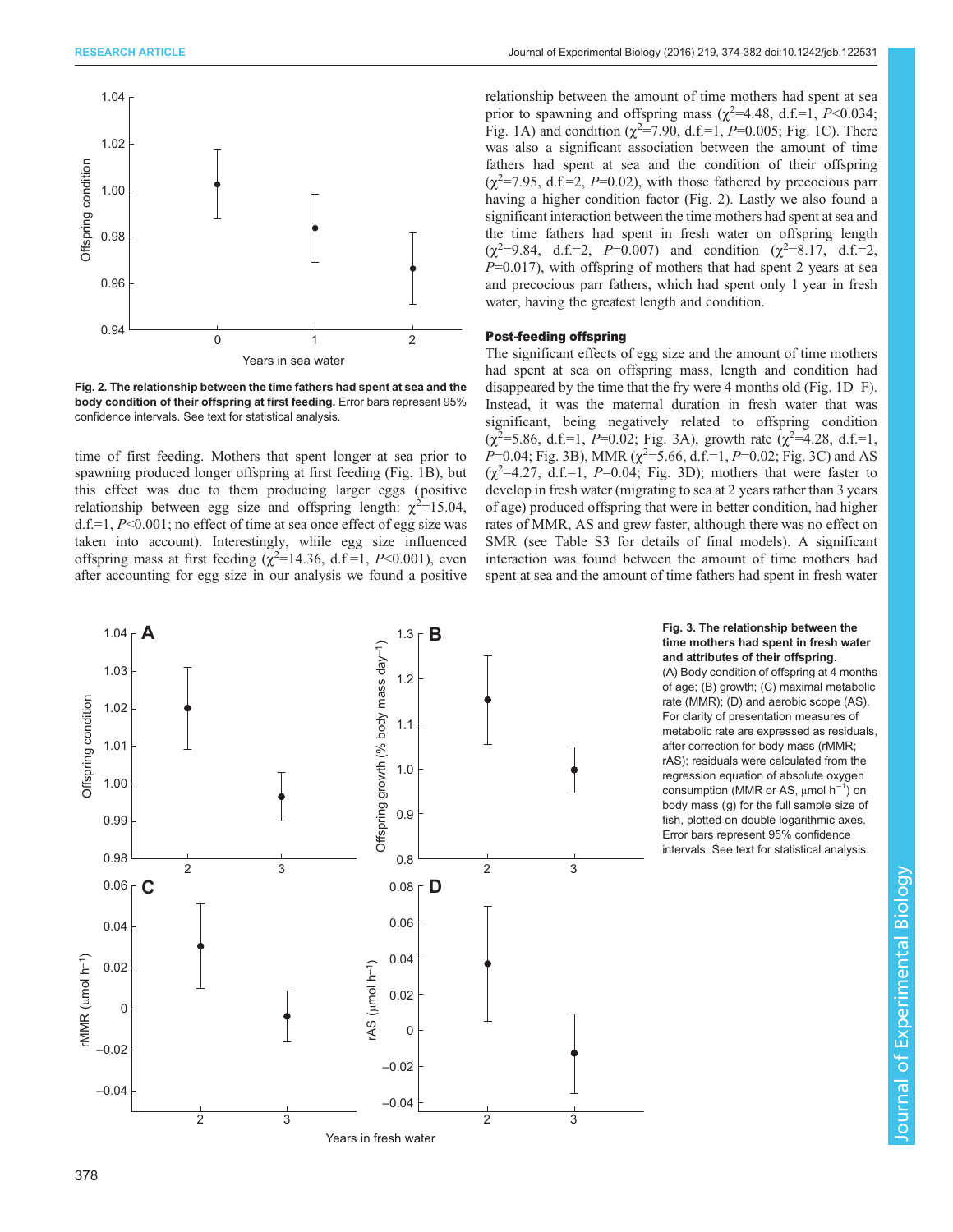Fig. 2. **The relationship between the time fathers had spent at sea and the body condition of their offspring at first feeding.** Error bars represent 95% confidence intervals. See text for statistical analysis.

time of first feeding. Mothers that spent longer at sea prior to spawning produced longer offspring at first feeding (Fig. 1B), but this effect was due to them producing larger eggs (positive relationship between egg size and offspring length: $\chi^2$=15.04, d.f.=1, $P$<0.001; no effect of time at sea once effect of egg size was taken into account). Interestingly, while egg size influenced offspring mass at first feeding ($\chi^2$=14.36, d.f.=1, $P$<0.001), even after accounting for egg size in our analysis we found a positive relationship between the amount of time mothers had spent at sea prior to spawning and offspring mass ($\chi^2$=4.48, d.f.=1, $P$<0.034; Fig. 1A) and condition ($\chi^2$=7.90, d.f.=1, $P$=0.005; Fig. 1C). There was also a significant association between the amount of time fathers had spent at sea and the condition of their offspring ($\chi^2$=7.95, d.f.=2, $P$=0.02), with those fathered by precocious parr having a higher condition factor (Fig. 2). Lastly we also found a significant interaction between the time mothers had spent at sea and the time fathers had spent in fresh water on offspring length ($\chi^2$=9.84, d.f.=2, $P$=0.007) and condition ($\chi^2$=8.17, d.f.=2, $P$=0.017), with offspring of mothers that had spent 2 years at sea and precocious parr fathers, which had spent only 1 year in fresh water, having the greatest length and condition.

### Post-feeding offspring

The significant effects of egg size and the amount of time mothers had spent at sea on offspring mass, length and condition had disappeared by the time that the fry were 4 months old (Fig. 1D–F). Instead, it was the maternal duration in fresh water that was significant, being negatively related to offspring condition ($\chi^2$=5.86, d.f.=1, $P$=0.02; Fig. 3A), growth rate ($\chi^2$=4.28, d.f.=1, $P$=0.04; Fig. 3B), MMR ($\chi^2$=5.66, d.f.=1, $P$=0.02; Fig. 3C) and AS ($\chi^2$=4.27, d.f.=1, $P$=0.04; Fig. 3D); mothers that were faster to develop in fresh water (migrating to sea at 2 years rather than 3 years of age) produced offspring that were in better condition, had higher rates of MMR, AS and grew faster, although there was no effect on SMR (see Table S3 for details of final models). A significant interaction was found between the amount of time mothers had spent at sea and the amount of time fathers had spent in fresh water

**Fig. 3. The relationship between the time mothers had spent in fresh water and attributes of their offspring.** (A) Body condition of offspring at 4 months of age; (B) growth; (C) maximal metabolic rate (MMR); (D) and aerobic scope (AS). For clarity of presentation measures of metabolic rate are expressed as residuals, after correction for body mass (rMMR; rAS); residuals were calculated from the regression equation of absolute oxygen consumption (MMR or AS, μmol h$^{-1}$) on body mass (g) for the full sample size of fish, plotted on double logarithmic axes. Error bars represent 95% confidence intervals. See text for statistical analysis.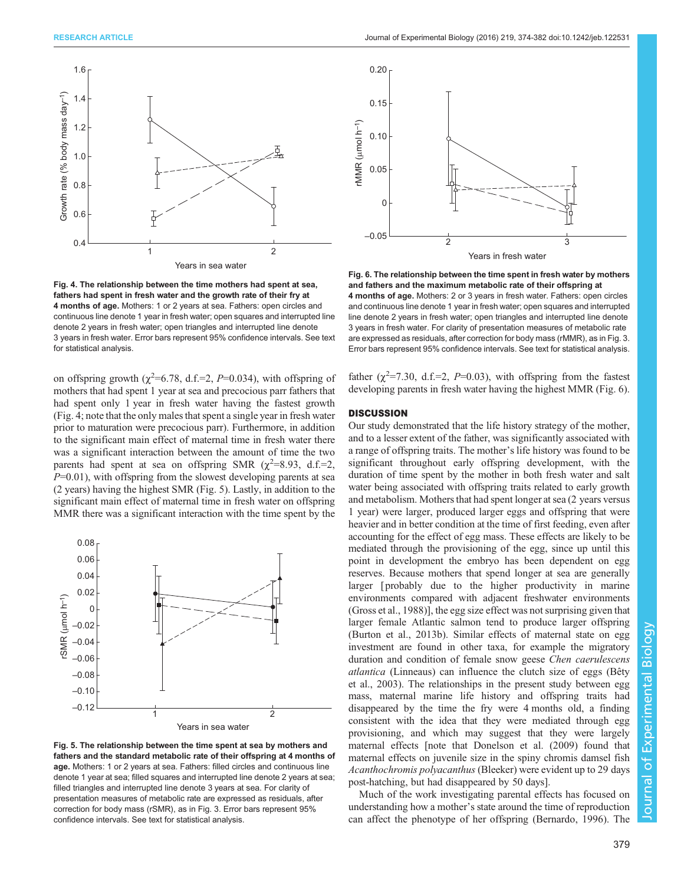Fig. 4. The relationship between the time mothers had spent at sea, fathers had spent in fresh water and the growth rate of their fry at 4 months of age. Mothers: 1 or 2 years at sea. Fathers: open circles and continuous line denote 1 year in fresh water; open squares and interrupted line denote 2 years in fresh water; open triangles and interrupted line denote 3 years in fresh water. Error bars represent 95% confidence intervals. See text for statistical analysis.

on offspring growth ($\chi^2$=6.78, d.f.=2, $P$=0.034), with offspring of mothers that had spent 1 year at sea and precocious parr fathers that had spent only 1 year in fresh water having the fastest growth (Fig. 4; note that the only males that spent a single year in fresh water prior to maturation were precocious parr). Furthermore, in addition to the significant main effect of maternal time in fresh water there was a significant interaction between the amount of time the two parents had spent at sea on offspring SMR ($\chi^2$=8.93, d.f.=2, $P$=0.01), with offspring from the slowest developing parents at sea (2 years) having the highest SMR (Fig. 5). Lastly, in addition to the significant main effect of maternal time in fresh water on offspring MMR there was a significant interaction with the time spent by the father ($\chi^2$=7.30, d.f.=2, $P$=0.03), with offspring from the fastest developing parents in fresh water having the highest MMR (Fig. 6).

Fig. 5. The relationship between the time spent at sea by mothers and fathers and the standard metabolic rate of their offspring at 4 months of age. Mothers: 1 or 2 years at sea. Fathers: filled circles and continuous line denote 1 year at sea; filled squares and interrupted line denote 2 years at sea; filled triangles and interrupted line denote 3 years at sea. For clarity of presentation measures of metabolic rate are expressed as residuals, after correction for body mass (rSMR), as in Fig. 3. Error bars represent 95% confidence intervals. See text for statistical analysis.

Fig. 6. The relationship between the time spent in fresh water by mothers and fathers and the maximum metabolic rate of their offspring at 4 months of age. Mothers: 2 or 3 years in fresh water. Fathers: open circles and continuous line denote 1 year in fresh water; open squares and interrupted line denote 2 years in fresh water; open triangles and interrupted line denote 3 years in fresh water. For clarity of presentation measures of metabolic rate are expressed as residuals, after correction for body mass (rMMR), as in Fig. 3. Error bars represent 95% confidence intervals. See text for statistical analysis.

## DISCUSSION

Our study demonstrated that the life history strategy of the mother, and to a lesser extent of the father, was significantly associated with a range of offspring traits. The mother's life history was found to be significant throughout early offspring development, with the duration of time spent by the mother in both fresh water and salt water being associated with offspring traits related to early growth and metabolism. Mothers that had spent longer at sea (2 years versus 1 year) were larger, produced larger eggs and offspring that were heavier and in better condition at the time of first feeding, even after accounting for the effect of egg mass. These effects are likely to be mediated through the provisioning of the egg, since up until this point in development the embryo has been dependent on egg reserves. Because mothers that spend longer at sea are generally larger [probably due to the higher productivity in marine environments compared with adjacent freshwater environments (Gross et al., 1988)], the egg size effect was not surprising given that larger female Atlantic salmon tend to produce larger offspring (Burton et al., 2013b). Similar effects of maternal state on egg investment are found in other taxa, for example the migratory duration and condition of female snow geese *Chen caerulescens atlantica* (Linneaus) can influence the clutch size of eggs (Bêty et al., 2003). The relationships in the present study between egg mass, maternal marine life history and offspring traits had disappeared by the time the fry were 4 months old, a finding consistent with the idea that they were mediated through egg provisioning, and which may suggest that they were largely maternal effects [note that Donelson et al. (2009) found that maternal effects on juvenile size in the spiny chromis damsel fish *Acanthochromis polyacanthus* (Bleeker) were evident up to 29 days post-hatching, but had disappeared by 50 days].

Much of the work investigating parental effects has focused on understanding how a mother's state around the time of reproduction can affect the phenotype of her offspring (Bernardo, 1996). The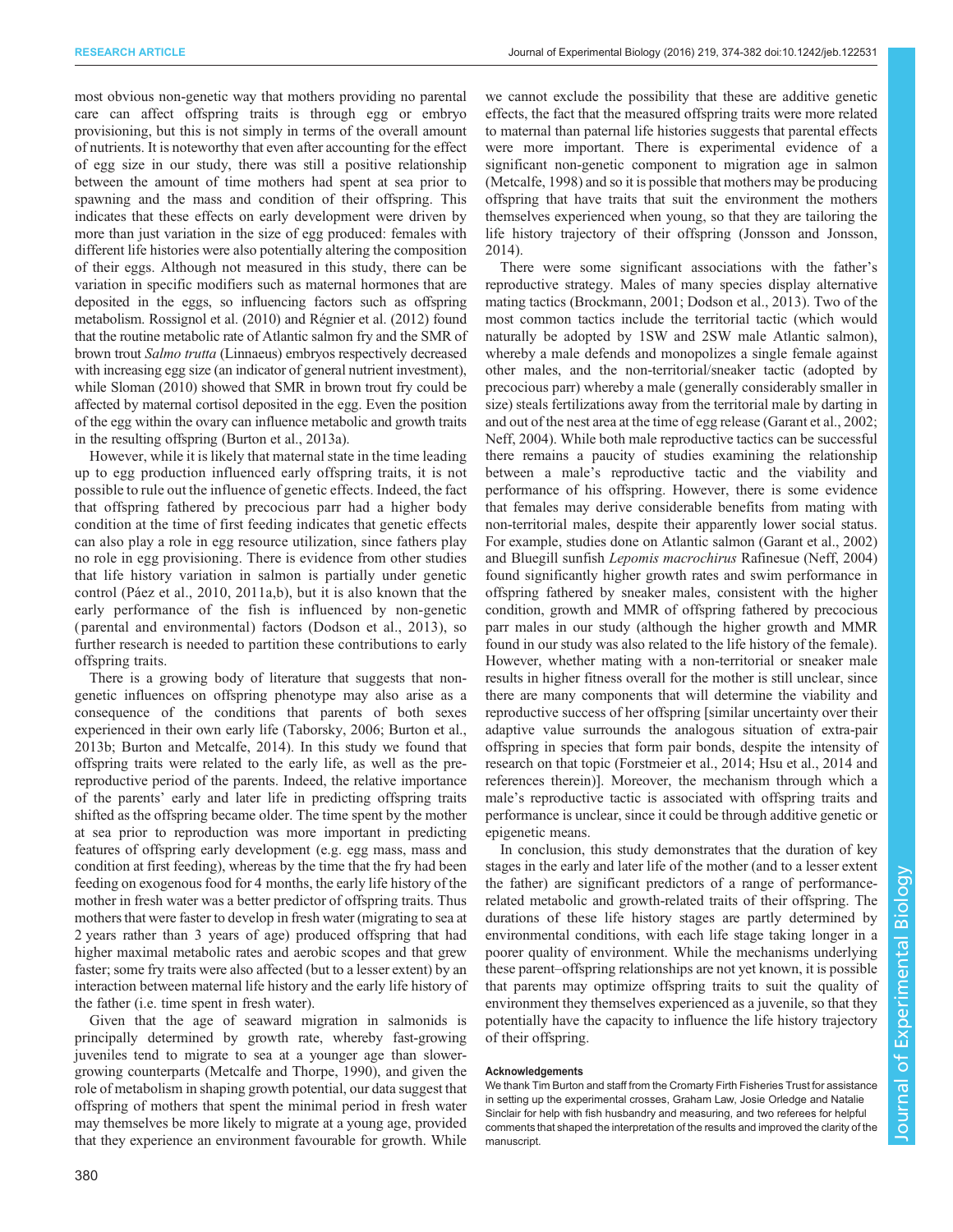most obvious non-genetic way that mothers providing no parental care can affect offspring traits is through egg or embryo provisioning, but this is not simply in terms of the overall amount of nutrients. It is noteworthy that even after accounting for the effect of egg size in our study, there was still a positive relationship between the amount of time mothers had spent at sea prior to spawning and the mass and condition of their offspring. This indicates that these effects on early development were driven by more than just variation in the size of egg produced: females with different life histories were also potentially altering the composition of their eggs. Although not measured in this study, there can be variation in specific modifiers such as maternal hormones that are deposited in the eggs, so influencing factors such as offspring metabolism. Rossignol et al. (2010) and Régnier et al. (2012) found that the routine metabolic rate of Atlantic salmon fry and the SMR of brown trout *Salmo trutta* (Linnaeus) embryos respectively decreased with increasing egg size (an indicator of general nutrient investment), while Sloman (2010) showed that SMR in brown trout fry could be affected by maternal cortisol deposited in the egg. Even the position of the egg within the ovary can influence metabolic and growth traits in the resulting offspring (Burton et al., 2013a).

However, while it is likely that maternal state in the time leading up to egg production influenced early offspring traits, it is not possible to rule out the influence of genetic effects. Indeed, the fact that offspring fathered by precocious parr had a higher body condition at the time of first feeding indicates that genetic effects can also play a role in egg resource utilization, since fathers play no role in egg provisioning. There is evidence from other studies that life history variation in salmon is partially under genetic control (Páez et al., 2010, 2011a,b), but it is also known that the early performance of the fish is influenced by non-genetic (parental and environmental) factors (Dodson et al., 2013), so further research is needed to partition these contributions to early offspring traits.

There is a growing body of literature that suggests that non-genetic influences on offspring phenotype may also arise as a consequence of the conditions that parents of both sexes experienced in their own early life (Taborsky, 2006; Burton et al., 2013b; Burton and Metcalfe, 2014). In this study we found that offspring traits were related to the early life, as well as the pre-reproductive period of the parents. Indeed, the relative importance of the parents' early and later life in predicting offspring traits shifted as the offspring became older. The time spent by the mother at sea prior to reproduction was more important in predicting features of offspring early development (e.g. egg mass, mass and condition at first feeding), whereas by the time that the fry had been feeding on exogenous food for 4 months, the early life history of the mother in fresh water was a better predictor of offspring traits. Thus mothers that were faster to develop in fresh water (migrating to sea at 2 years rather than 3 years of age) produced offspring that had higher maximal metabolic rates and aerobic scopes and that grew faster; some fry traits were also affected (but to a lesser extent) by an interaction between maternal life history and the early life history of the father (i.e. time spent in fresh water).

Given that the age of seaward migration in salmonids is principally determined by growth rate, whereby fast-growing juveniles tend to migrate to sea at a younger age than slower-growing counterparts (Metcalfe and Thorpe, 1990), and given the role of metabolism in shaping growth potential, our data suggest that offspring of mothers that spent the minimal period in fresh water may themselves be more likely to migrate at a young age, provided that they experience an environment favourable for growth. While we cannot exclude the possibility that these are additive genetic effects, the fact that the measured offspring traits were more related to maternal than paternal life histories suggests that parental effects were more important. There is experimental evidence of a significant non-genetic component to migration age in salmon (Metcalfe, 1998) and so it is possible that mothers may be producing offspring that have traits that suit the environment the mothers themselves experienced when young, so that they are tailoring the life history trajectory of their offspring (Jonsson and Jonsson, 2014).

There were some significant associations with the father's reproductive strategy. Males of many species display alternative mating tactics (Brockmann, 2001; Dodson et al., 2013). Two of the most common tactics include the territorial tactic (which would naturally be adopted by 1SW and 2SW male Atlantic salmon), whereby a male defends and monopolizes a single female against other males, and the non-territorial/sneaker tactic (adopted by precocious parr) whereby a male (generally considerably smaller in size) steals fertilizations away from the territorial male by darting in and out of the nest area at the time of egg release (Garant et al., 2002; Neff, 2004). While both male reproductive tactics can be successful there remains a paucity of studies examining the relationship between a male's reproductive tactic and the viability and performance of his offspring. However, there is some evidence that females may derive considerable benefits from mating with non-territorial males, despite their apparently lower social status. For example, studies done on Atlantic salmon (Garant et al., 2002) and Bluegill sunfish *Lepomis macrochirus* Rafinesue (Neff, 2004) found significantly higher growth rates and swim performance in offspring fathered by sneaker males, consistent with the higher condition, growth and MMR of offspring fathered by precocious parr males in our study (although the higher growth and MMR found in our study was also related to the life history of the female). However, whether mating with a non-territorial or sneaker male results in higher fitness overall for the mother is still unclear, since there are many components that will determine the viability and reproductive success of her offspring [similar uncertainty over their adaptive value surrounds the analogous situation of extra-pair offspring in species that form pair bonds, despite the intensity of research on that topic (Forstmeier et al., 2014; Hsu et al., 2014 and references therein)]. Moreover, the mechanism through which a male's reproductive tactic is associated with offspring traits and performance is unclear, since it could be through additive genetic or epigenetic means.

In conclusion, this study demonstrates that the duration of key stages in the early and later life of the mother (and to a lesser extent the father) are significant predictors of a range of performance-related metabolic and growth-related traits of their offspring. The durations of these life history stages are partly determined by environmental conditions, with each life stage taking longer in a poorer quality of environment. While the mechanisms underlying these parent–offspring relationships are not yet known, it is possible that parents may optimize offspring traits to suit the quality of environment they themselves experienced as a juvenile, so that they potentially have the capacity to influence the life history trajectory of their offspring.

#### Acknowledgements

We thank Tim Burton and staff from the Cromarty Firth Fisheries Trust for assistance in setting up the experimental crosses, Graham Law, Josie Orledge and Natalie Sinclair for help with fish husbandry and measuring, and two referees for helpful comments that shaped the interpretation of the results and improved the clarity of the manuscript.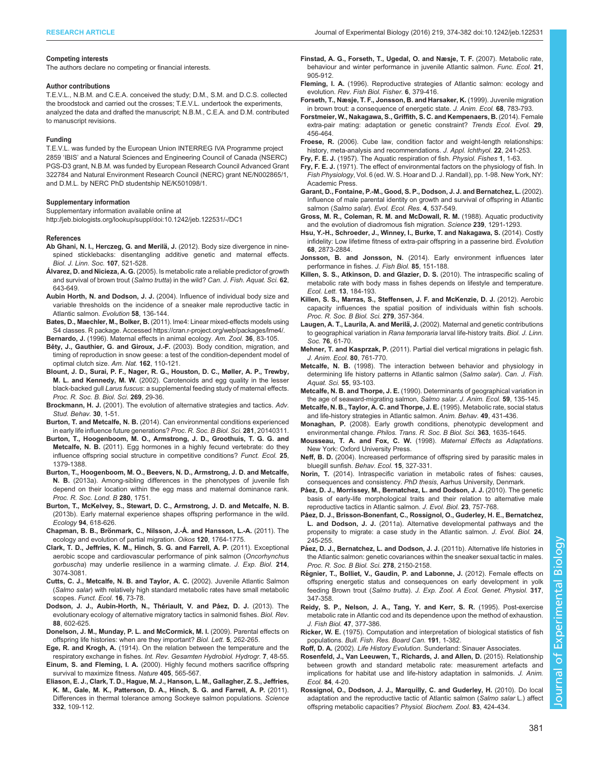#### Competing interests

The authors declare no competing or financial interests.

#### Author contributions

T.E.V.L., N.B.M. and C.E.A. conceived the study; D.M., S.M. and D.C.S. collected the broodstock and carried out the crosses; T.E.V.L. undertook the experiments, analyzed the data and drafted the manuscript; N.B.M., C.E.A. and D.M. contributed to manuscript revisions.

#### Funding

T.E.V.L. was funded by the European Union INTERREG IVA Programme project 2859 'IBIS' and a Natural Sciences and Engineering Council of Canada (NSERC) PGS-D3 grant, N.B.M. was funded by European Research Council Advanced Grant 322784 and Natural Environment Research Council (NERC) grant NE/N002865/1, and D.M.L. by NERC PhD studentship NE/K501098/1.

#### Supplementary information

Supplementary information available online at http://jeb.biologists.org/lookup/suppl/doi:10.1242/jeb.122531/-/DC1

#### References

**Ab Ghani, N. I., Herczeg, G. and Merilä, J.** (2012). Body size divergence in nine-spined sticklebacks: disentangling additive genetic and maternal effects. *Biol. J. Linn. Soc.* **107**, 521-528.

**Álvarez, D. and Nicieza, A. G.** (2005). Is metabolic rate a reliable predictor of growth and survival of brown trout (*Salmo trutta*) in the wild? *Can. J. Fish. Aquat. Sci.* **62**, 643-649.

**Aubin Horth, N. and Dodson, J. J.** (2004). Influence of individual body size and variable thresholds on the incidence of a sneaker male reproductive tactic in Atlantic salmon. *Evolution* **58**, 136-144.

**Bates, D., Maechler, M., Bolker, B.** (2011). lme4: Linear mixed-effects models using S4 classes. R package. Accessed https://cran.r-project.org/web/packages/lme4/.

**Bernardo, J.** (1996). Maternal effects in animal ecology. *Am. Zool.* **36**, 83-105.

**Bêty, J., Gauthier, G. and Giroux, J.-F.** (2003). Body condition, migration, and timing of reproduction in snow geese: a test of the condition-dependent model of optimal clutch size. *Am. Nat.* **162**, 110-121.

**Blount, J. D., Surai, P. F., Nager, R. G., Houston, D. C., Møller, A. P., Trewby, M. L. and Kennedy, M. W.** (2002). Carotenoids and egg quality in the lesser black-backed gull *Larus fuscus*: a supplemental feeding study of maternal effects. *Proc. R. Soc. B Biol. Sci.* **269**, 29-36.

**Brockmann, H. J.** (2001). The evolution of alternative strategies and tactics. *Adv. Stud. Behav.* **30**, 1-51.

**Burton, T. and Metcalfe, N. B.** (2014). Can environmental conditions experienced in early life influence future generations? *Proc. R. Soc. B Biol. Sci.* **281**, 20140311.

**Burton, T., Hoogenboom, M. O., Armstrong, J. D., Groothuis, T. G. G. and Metcalfe, N. B.** (2011). Egg hormones in a highly fecund vertebrate: do they influence offspring social structure in competitive conditions? *Funct. Ecol.* **25**, 1379-1388.

**Burton, T., Hoogenboom, M. O., Beevers, N. D., Armstrong, J. D. and Metcalfe, N. B.** (2013a). Among-sibling differences in the phenotypes of juvenile fish depend on their location within the egg mass and maternal dominance rank. *Proc. R. Soc. Lond. B* **280**, 1751.

**Burton, T., McKelvey, S., Stewart, D. C., Armstrong, J. D. and Metcalfe, N. B.** (2013b). Early maternal experience shapes offspring performance in the wild. *Ecology* **94**, 618-626.

**Chapman, B. B., Brönmark, C., Nilsson, J.-Å. and Hansson, L.-A.** (2011). The ecology and evolution of partial migration. *Oikos* **120**, 1764-1775.

**Clark, T. D., Jeffries, K. M., Hinch, S. G. and Farrell, A. P.** (2011). Exceptional aerobic scope and cardiovascular performance of pink salmon (*Oncorhynchus gorbuscha*) may underlie resilience in a warming climate. *J. Exp. Biol.* **214**, 3074-3081.

**Cutts, C. J., Metcalfe, N. B. and Taylor, A. C.** (2002). Juvenile Atlantic Salmon (*Salmo salar*) with relatively high standard metabolic rates have small metabolic scopes. *Funct. Ecol.* **16**, 73-78.

**Dodson, J. J., Aubin-Horth, N., Thériault, V. and Páez, D. J.** (2013). The evolutionary ecology of alternative migratory tactics in salmonid fishes. *Biol. Rev.* **88**, 602-625.

**Donelson, J. M., Munday, P. L. and McCormick, M. I.** (2009). Parental effects on offspring life histories: when are they important? *Biol. Lett.* **5**, 262-265.

**Ege, R. and Krogh, A.** (1914). On the relation between the temperature and the respiratory exchange in fishes. *Int. Rev. Gesamten Hydrobiol. Hydrogr.* **7**, 48-55.

**Einum, S. and Fleming, I. A.** (2000). Highly fecund mothers sacrifice offspring survival to maximize fitness. *Nature* **405**, 565-567.

**Eliason, E. J., Clark, T. D., Hague, M. J., Hanson, L. M., Gallagher, Z. S., Jeffries, K. M., Gale, M. K., Patterson, D. A., Hinch, S. G. and Farrell, A. P.** (2011). Differences in thermal tolerance among Sockeye salmon populations. *Science* **332**, 109-112.

**Finstad, A. G., Forseth, T., Ugedal, O. and Næsje, T. F.** (2007). Metabolic rate, behaviour and winter performance in juvenile Atlantic salmon. *Func. Ecol.* **21**, 905-912.

**Fleming, I. A.** (1996). Reproductive strategies of Atlantic salmon: ecology and evolution. *Rev. Fish Biol. Fisher.* **6**, 379-416.

**Forseth, T., Næsje, T. F., Jonsson, B. and Harsaker, K.** (1999). Juvenile migration in brown trout: a consequence of energetic state. *J. Anim. Ecol.* **68**, 783-793.

**Forstmeier, W., Nakagawa, S., Griffith, S. C. and Kempenaers, B.** (2014). Female extra-pair mating: adaptation or genetic constraint? *Trends Ecol. Evol.* **29**, 456-464.

**Froese, R.** (2006). Cube law, condition factor and weight-length relationships: history, meta-analysis and recommendations. *J. Appl. Ichthyol.* **22**, 241-253.

**Fry, F. E. J.** (1957). The Aquatic respiration of fish. *Physiol. Fishes* **1**, 1-63.

**Fry, F. E. J.** (1971). The effect of environmental factors on the physiology of fish. In *Fish Physiology*, Vol. 6 (ed. W. S. Hoar and D. J. Randall), pp. 1-98. New York, NY: Academic Press.

**Garant, D., Fontaine, P.-M., Good, S. P., Dodson, J. J. and Bernatchez, L.** (2002). Influence of male parental identity on growth and survival of offspring in Atlantic salmon (*Salmo salar*). *Evol. Ecol. Res.* **4**, 537-549.

**Gross, M. R., Coleman, R. M. and McDowall, R. M.** (1988). Aquatic productivity and the evolution of diadromous fish migration. *Science* **239**, 1291-1293.

**Hsu, Y.-H., Schroeder, J., Winney, I., Burke, T. and Nakagawa, S.** (2014). Costly infidelity: Low lifetime fitness of extra-pair offspring in a passerine bird. *Evolution* **68**, 2873-2884.

**Jonsson, B. and Jonsson, N.** (2014). Early environment influences later performance in fishes. *J. Fish Biol.* **85**, 151-188.

**Killen, S. S., Atkinson, D. and Glazier, D. S.** (2010). The intraspecific scaling of metabolic rate with body mass in fishes depends on lifestyle and temperature. *Ecol. Lett.* **13**, 184-193.

**Killen, S. S., Marras, S., Steffensen, J. F. and McKenzie, D. J.** (2012). Aerobic capacity influences the spatial position of individuals within fish schools. *Proc. R. Soc. B Biol. Sci.* **279**, 357-364.

**Laugen, A. T., Laurila, A. and Merilä, J.** (2002). Maternal and genetic contributions to geographical variation in *Rana temporaria* larval life-history traits. *Biol. J. Linn. Soc.* **76**, 61-70.

**Mehner, T. and Kasprzak, P.** (2011). Partial diel vertical migrations in pelagic fish. *J. Anim. Ecol.* **80**, 761-770.

**Metcalfe, N. B.** (1998). The interaction between behavior and physiology in determining life history patterns in Atlantic salmon (*Salmo salar*). *Can. J. Fish. Aquat. Sci.* **55**, 93-103.

**Metcalfe, N. B. and Thorpe, J. E.** (1990). Determinants of geographical variation in the age of seaward-migrating salmon, *Salmo salar*. *J. Anim. Ecol.* **59**, 135-145.

**Metcalfe, N. B., Taylor, A. C. and Thorpe, J. E.** (1995). Metabolic rate, social status and life-history strategies in Atlantic salmon. *Anim. Behav.* **49**, 431-436.

**Monaghan, P.** (2008). Early growth conditions, phenotypic development and environmental change. *Philos. Trans. R. Soc. B Biol. Sci.* **363**, 1635-1645.

**Mousseau, T. A. and Fox, C. W.** (1998). *Maternal Effects as Adaptations*. New York: Oxford University Press.

**Neff, B. D.** (2004). Increased performance of offspring sired by parasitic males in bluegill sunfish. *Behav. Ecol.* **15**, 327-331.

**Norin, T.** (2014). Intraspecific variation in metabolic rates of fishes: causes, consequences and consistency. *PhD thesis*, Aarhus University, Denmark.

**Páez, D. J., Morrissey, M., Bernatchez, L. and Dodson, J. J.** (2010). The genetic basis of early-life morphological traits and their relation to alternative male reproductive tactics in Atlantic salmon. *J. Evol. Biol.* **23**, 757-768.

**Páez, D. J., Brisson-Bonenfant, C., Rossignol, O., Guderley, H. E., Bernatchez, L. and Dodson, J. J.** (2011a). Alternative developmental pathways and the propensity to migrate: a case study in the Atlantic salmon. *J. Evol. Biol.* **24**, 245-255.

**Páez, D. J., Bernatchez, L. and Dodson, J. J.** (2011b). Alternative life histories in the Atlantic salmon: genetic covariances within the sneaker sexual tactic in males. *Proc. R. Soc. B Biol. Sci.* **278**, 2150-2158.

**Régnier, T., Bolliet, V., Gaudin, P. and Labonne, J.** (2012). Female effects on offspring energetic status and consequences on early development in yolk feeding Brown trout (*Salmo trutta*). *J. Exp. Zool. A Ecol. Genet. Physiol.* **317**, 347-358.

**Reidy, S. P., Nelson, J. A., Tang, Y. and Kerr, S. R.** (1995). Post-exercise metabolic rate in Atlantic cod and its dependence upon the method of exhaustion. *J. Fish Biol.* **47**, 377-386.

**Ricker, W. E.** (1975). Computation and interpretation of biological statistics of fish populations. *Bull. Fish. Res. Board Can.* **191**, 1-382.

**Roff, D. A.** (2002). *Life History Evolution*. Sunderland: Sinauer Associates.

**Rosenfeld, J., Van Leeuwen, T., Richards, J. and Allen, D.** (2015). Relationship between growth and standard metabolic rate: measurement artefacts and implications for habitat use and life-history adaptation in salmonids. *J. Anim. Ecol.* **84**, 4-20.

**Rossignol, O., Dodson, J. J., Marquilly, C. and Guderley, H.** (2010). Do local adaptation and the reproductive tactic of Atlantic salmon (*Salmo salar* L.) affect offspring metabolic capacities? *Physiol. Biochem. Zool.* **83**, 424-434.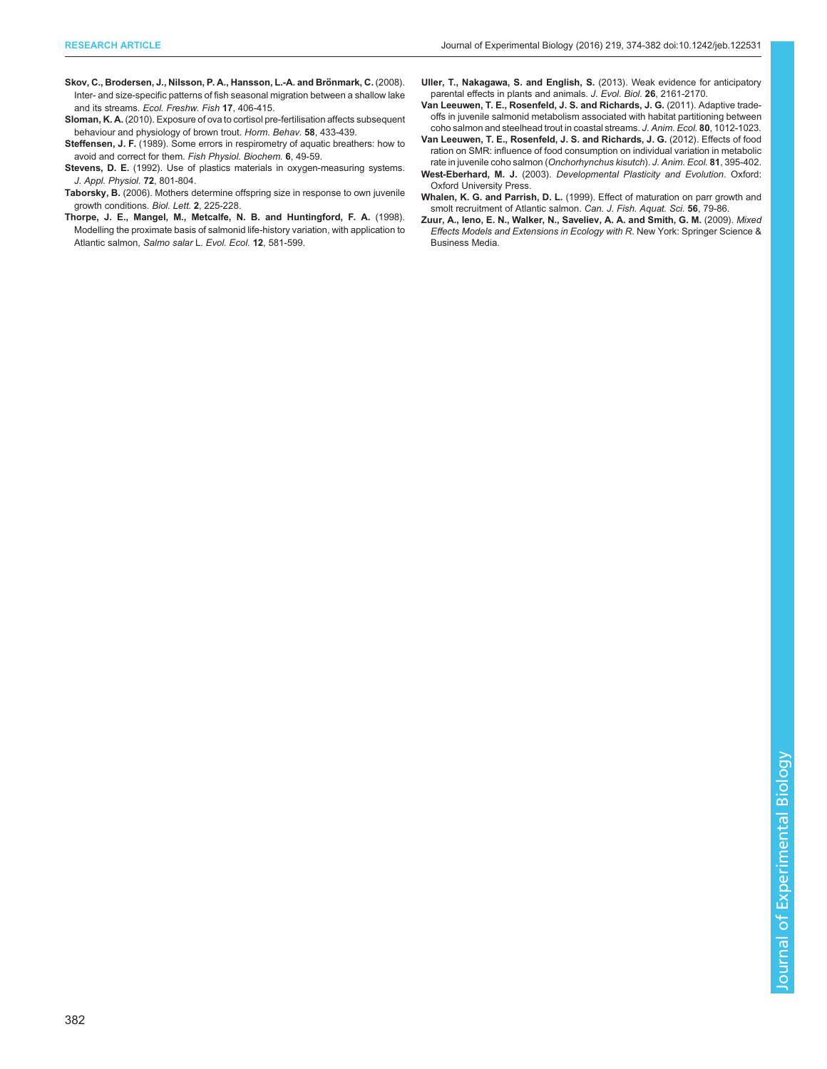**Skov, C., Brodersen, J., Nilsson, P. A., Hansson, L.-A. and Brönmark, C.** (2008). Inter- and size-specific patterns of fish seasonal migration between a shallow lake and its streams. *Ecol. Freshw. Fish* **17**, 406-415.

**Sloman, K. A.** (2010). Exposure of ova to cortisol pre-fertilisation affects subsequent behaviour and physiology of brown trout. *Horm. Behav.* **58**, 433-439.

**Steffensen, J. F.** (1989). Some errors in respirometry of aquatic breathers: how to avoid and correct for them. *Fish Physiol. Biochem.* **6**, 49-59.

**Stevens, D. E.** (1992). Use of plastics materials in oxygen-measuring systems. *J. Appl. Physiol.* **72**, 801-804.

**Taborsky, B.** (2006). Mothers determine offspring size in response to own juvenile growth conditions. *Biol. Lett.* **2**, 225-228.

**Thorpe, J. E., Mangel, M., Metcalfe, N. B. and Huntingford, F. A.** (1998). Modelling the proximate basis of salmonid life-history variation, with application to Atlantic salmon, *Salmo salar* L. *Evol. Ecol.* **12**, 581-599.

**Uller, T., Nakagawa, S. and English, S.** (2013). Weak evidence for anticipatory parental effects in plants and animals. *J. Evol. Biol.* **26**, 2161-2170.

**Van Leeuwen, T. E., Rosenfeld, J. S. and Richards, J. G.** (2011). Adaptive trade-offs in juvenile salmonid metabolism associated with habitat partitioning between coho salmon and steelhead trout in coastal streams. *J. Anim. Ecol.* **80**, 1012-1023.

**Van Leeuwen, T. E., Rosenfeld, J. S. and Richards, J. G.** (2012). Effects of food ration on SMR: influence of food consumption on individual variation in metabolic rate in juvenile coho salmon (*Onchorhynchus kisutch*). *J. Anim. Ecol.* **81**, 395-402.

**West-Eberhard, M. J.** (2003). *Developmental Plasticity and Evolution*. Oxford: Oxford University Press.

**Whalen, K. G. and Parrish, D. L.** (1999). Effect of maturation on parr growth and smolt recruitment of Atlantic salmon. *Can. J. Fish. Aquat. Sci.* **56**, 79-86.

**Zuur, A., Ieno, E. N., Walker, N., Saveliev, A. A. and Smith, G. M.** (2009). *Mixed Effects Models and Extensions in Ecology with R*. New York: Springer Science & Business Media.